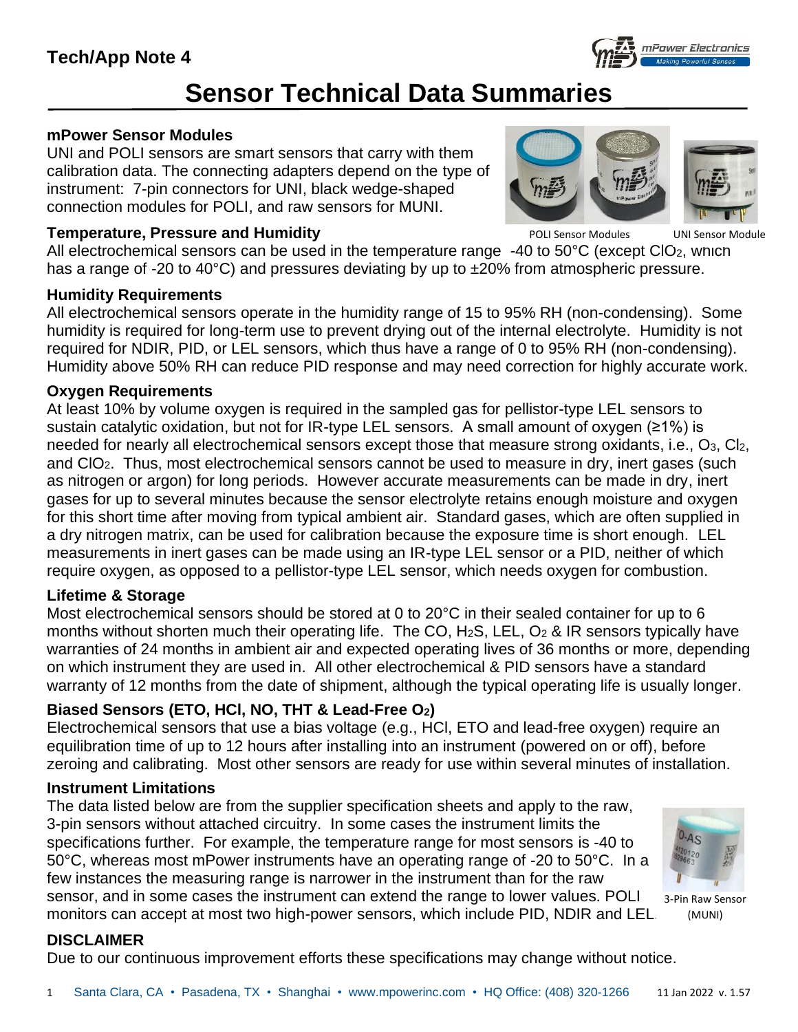# Tech/App Note 4

# Sensor Technical Data Summaries

## mPower Sensor Modules

UNI and POLI sensors are smart sensors that carry with them calibration data. The connecting adapters depend on the type of instrument: 7-pin connectors for UNI, black wedge-shaped connection modules for POLI, and raw sensors for MUNI.

POLI Sensor Modules UNI Sensor Module

## Temperature, Pressure and Humidity

All electrochemical sensors can be used in the temperature range -40 to 50°C (except $ClO_2$, which has a range of -20 to 40°C) and pressures deviating by up to ±20% from atmospheric pressure.

## Humidity Requirements

All electrochemical sensors operate in the humidity range of 15 to 95% RH (non-condensing). Some humidity is required for long-term use to prevent drying out of the internal electrolyte. Humidity is not required for NDIR, PID, or LEL sensors, which thus have a range of 0 to 95% RH (non-condensing). Humidity above 50% RH can reduce PID response and may need correction for highly accurate work.

## Oxygen Requirements

At least 10% by volume oxygen is required in the sampled gas for pellistor-type LEL sensors to sustain catalytic oxidation, but not for IR-type LEL sensors. A small amount of oxygen (≥1%) is needed for nearly all electrochemical sensors except those that measure strong oxidants, i.e., $O_3$, $Cl_2$, and $ClO_2$. Thus, most electrochemical sensors cannot be used to measure in dry, inert gases (such as nitrogen or argon) for long periods. However accurate measurements can be made in dry, inert gases for up to several minutes because the sensor electrolyte retains enough moisture and oxygen for this short time after moving from typical ambient air. Standard gases, which are often supplied in a dry nitrogen matrix, can be used for calibration because the exposure time is short enough. LEL measurements in inert gases can be made using an IR-type LEL sensor or a PID, neither of which require oxygen, as opposed to a pellistor-type LEL sensor, which needs oxygen for combustion.

## Lifetime & Storage

Most electrochemical sensors should be stored at 0 to 20°C in their sealed container for up to 6 months without shorten much their operating life. The CO, $H_2S$, LEL, $O_2$ & IR sensors typically have warranties of 24 months in ambient air and expected operating lives of 36 months or more, depending on which instrument they are used in. All other electrochemical & PID sensors have a standard warranty of 12 months from the date of shipment, although the typical operating life is usually longer.

## Biased Sensors (ETO, HCl, NO, THT & Lead-Free $O_2$)

Electrochemical sensors that use a bias voltage (e.g., HCl, ETO and lead-free oxygen) require an equilibration time of up to 12 hours after installing into an instrument (powered on or off), before zeroing and calibrating. Most other sensors are ready for use within several minutes of installation.

## Instrument Limitations

The data listed below are from the supplier specification sheets and apply to the raw, 3-pin sensors without attached circuitry. In some cases the instrument limits the specifications further. For example, the temperature range for most sensors is -40 to 50°C, whereas most mPower instruments have an operating range of -20 to 50°C. In a few instances the measuring range is narrower in the instrument than for the raw sensor, and in some cases the instrument can extend the range to lower values. POLI monitors can accept at most two high-power sensors, which include PID, NDIR and LEL.

3-Pin Raw Sensor (MUNI)

## DISCLAIMER

Due to our continuous improvement efforts these specifications may change without notice.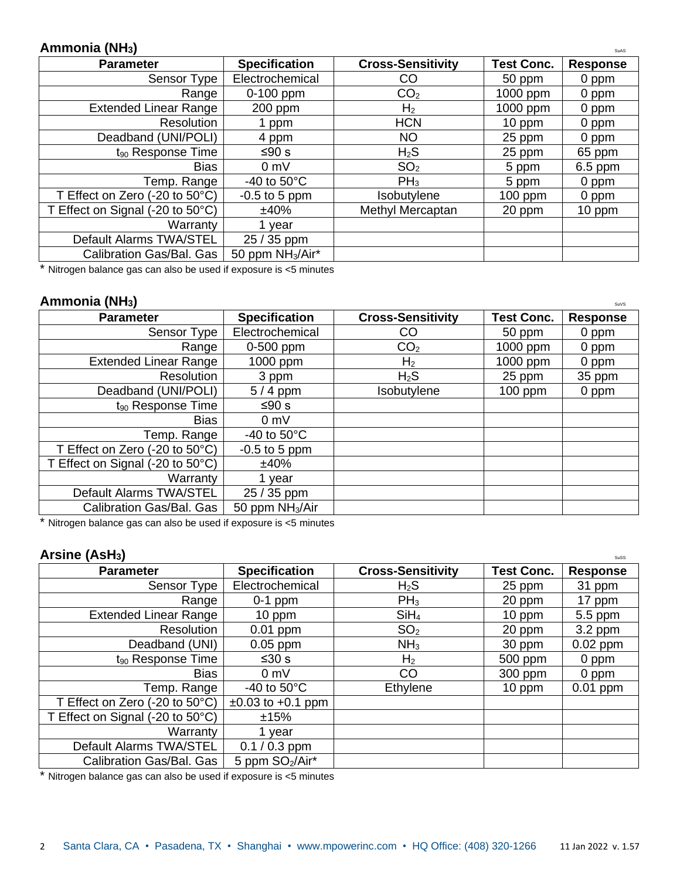## Ammonia ($NH_3$)

SuAS

| Parameter | Specification | Cross-Sensitivity | Test Conc. | Response |
|---|---|---|---|---|
| Sensor Type | Electrochemical | CO | 50 ppm | 0 ppm |
| Range | 0-100 ppm | $CO_2$ | 1000 ppm | 0 ppm |
| Extended Linear Range | 200 ppm | $H_2$ | 1000 ppm | 0 ppm |
| Resolution | 1 ppm | HCN | 10 ppm | 0 ppm |
| Deadband (UNI/POLI) | 4 ppm | NO | 25 ppm | 0 ppm |
| $t_{90}$ Response Time | ≤90 s | $H_2S$ | 25 ppm | 65 ppm |
| Bias | 0 mV | $SO_2$ | 5 ppm | 6.5 ppm |
| Temp. Range | -40 to 50°C | $PH_3$ | 5 ppm | 0 ppm |
| T Effect on Zero (-20 to 50°C) | -0.5 to 5 ppm | Isobutylene | 100 ppm | 0 ppm |
| T Effect on Signal (-20 to 50°C) | ±40% | Methyl Mercaptan | 20 ppm | 10 ppm |
| Warranty | 1 year | | | |
| Default Alarms TWA/STEL | 25 / 35 ppm | | | |
| Calibration Gas/Bal. Gas | 50 ppm $NH_3$/Air* | | | |

* Nitrogen balance gas can also be used if exposure is <5 minutes

## Ammonia ($NH_3$)

SuVS

| Parameter | Specification | Cross-Sensitivity | Test Conc. | Response |
|---|---|---|---|---|
| Sensor Type | Electrochemical | CO | 50 ppm | 0 ppm |
| Range | 0-500 ppm | $CO_2$ | 1000 ppm | 0 ppm |
| Extended Linear Range | 1000 ppm | $H_2$ | 1000 ppm | 0 ppm |
| Resolution | 3 ppm | $H_2S$ | 25 ppm | 35 ppm |
| Deadband (UNI/POLI) | 5 / 4 ppm | Isobutylene | 100 ppm | 0 ppm |
| $t_{90}$ Response Time | ≤90 s | | | |
| Bias | 0 mV | | | |
| Temp. Range | -40 to 50°C | | | |
| T Effect on Zero (-20 to 50°C) | -0.5 to 5 ppm | | | |
| T Effect on Signal (-20 to 50°C) | ±40% | | | |
| Warranty | 1 year | | | |
| Default Alarms TWA/STEL | 25 / 35 ppm | | | |
| Calibration Gas/Bal. Gas | 50 ppm $NH_3$/Air | | | |

* Nitrogen balance gas can also be used if exposure is <5 minutes

## Arsine ($AsH_3$)

SuSS

| Parameter | Specification | Cross-Sensitivity | Test Conc. | Response |
|---|---|---|---|---|
| Sensor Type | Electrochemical | $H_2S$ | 25 ppm | 31 ppm |
| Range | 0-1 ppm | $PH_3$ | 20 ppm | 17 ppm |
| Extended Linear Range | 10 ppm | $SiH_4$ | 10 ppm | 5.5 ppm |
| Resolution | 0.01 ppm | $SO_2$ | 20 ppm | 3.2 ppm |
| Deadband (UNI) | 0.05 ppm | $NH_3$ | 30 ppm | 0.02 ppm |
| $t_{90}$ Response Time | ≤30 s | $H_2$ | 500 ppm | 0 ppm |
| Bias | 0 mV | CO | 300 ppm | 0 ppm |
| Temp. Range | -40 to 50°C | Ethylene | 10 ppm | 0.01 ppm |
| T Effect on Zero (-20 to 50°C) | ±0.03 to +0.1 ppm | | | |
| T Effect on Signal (-20 to 50°C) | ±15% | | | |
| Warranty | 1 year | | | |
| Default Alarms TWA/STEL | 0.1 / 0.3 ppm | | | |
| Calibration Gas/Bal. Gas | 5 ppm $SO_2$/Air* | | | |

* Nitrogen balance gas can also be used if exposure is <5 minutes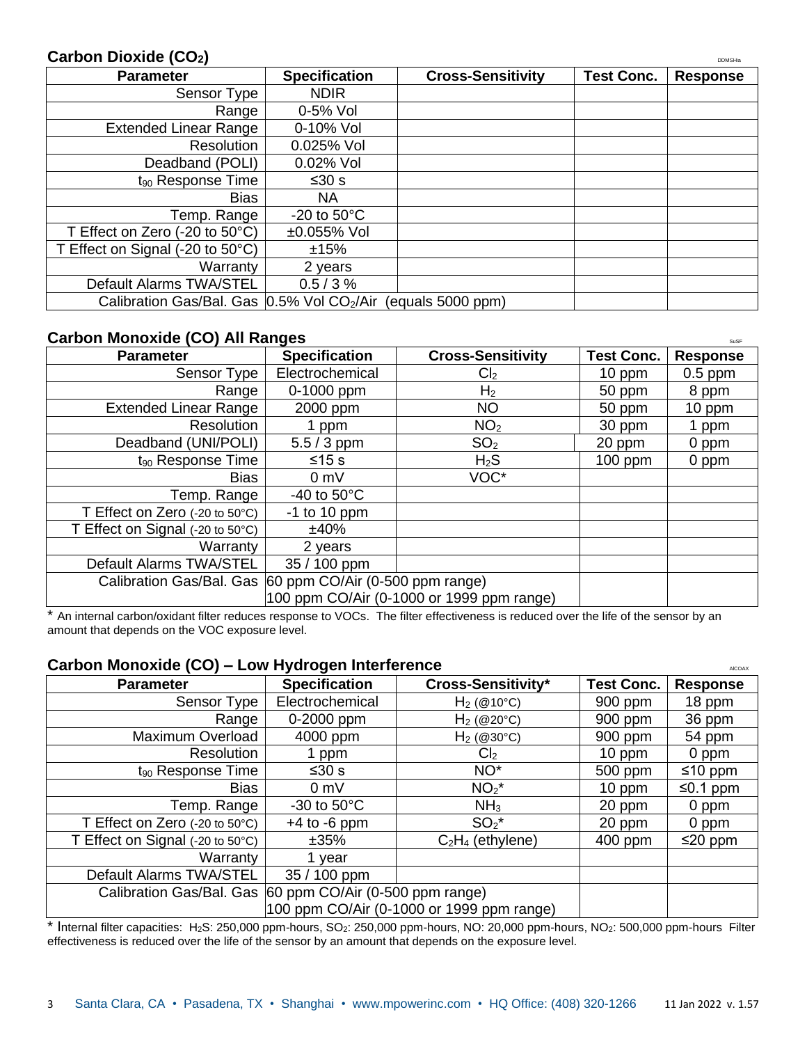## Carbon Dioxide ($CO_2$)

DDMSHia

| Parameter | Specification | Cross-Sensitivity | Test Conc. | Response |
|---|---|---|---|---|
| Sensor Type | NDIR | | | |
| Range | 0-5% Vol | | | |
| Extended Linear Range | 0-10% Vol | | | |
| Resolution | 0.025% Vol | | | |
| Deadband (POLI) | 0.02% Vol | | | |
| $t_{90}$ Response Time | ≤30 s | | | |
| Bias | NA | | | |
| Temp. Range | -20 to 50°C | | | |
| T Effect on Zero (-20 to 50°C) | ±0.055% Vol | | | |
| T Effect on Signal (-20 to 50°C) | ±15% | | | |
| Warranty | 2 years | | | |
| Default Alarms TWA/STEL | 0.5 / 3 % | | | |
| Calibration Gas/Bal. Gas | 0.5% Vol $CO_2$/Air (equals 5000 ppm) | | | |

## Carbon Monoxide (CO) All Ranges

SuSF

| Parameter | Specification | Cross-Sensitivity | Test Conc. | Response |
|---|---|---|---|---|
| Sensor Type | Electrochemical | $Cl_2$ | 10 ppm | 0.5 ppm |
| Range | 0-1000 ppm | $H_2$ | 50 ppm | 8 ppm |
| Extended Linear Range | 2000 ppm | NO | 50 ppm | 10 ppm |
| Resolution | 1 ppm | $NO_2$ | 30 ppm | 1 ppm |
| Deadband (UNI/POLI) | 5.5 / 3 ppm | $SO_2$ | 20 ppm | 0 ppm |
| $t_{90}$ Response Time | ≤15 s | $H_2S$ | 100 ppm | 0 ppm |
| Bias | 0 mV | VOC* | | |
| Temp. Range | -40 to 50°C | | | |
| T Effect on Zero (-20 to 50°C) | -1 to 10 ppm | | | |
| T Effect on Signal (-20 to 50°C) | ±40% | | | |
| Warranty | 2 years | | | |
| Default Alarms TWA/STEL | 35 / 100 ppm | | | |
| Calibration Gas/Bal. Gas | 60 ppm CO/Air (0-500 ppm range) 100 ppm CO/Air (0-1000 or 1999 ppm range) | | | |

* An internal carbon/oxidant filter reduces response to VOCs. The filter effectiveness is reduced over the life of the sensor by an amount that depends on the VOC exposure level.

## Carbon Monoxide (CO) – Low Hydrogen Interference

AlCOAX

| Parameter | Specification | Cross-Sensitivity* | Test Conc. | Response |
|---|---|---|---|---|
| Sensor Type | Electrochemical | $H_2$ (@10°C) | 900 ppm | 18 ppm |
| Range | 0-2000 ppm | $H_2$ (@20°C) | 900 ppm | 36 ppm |
| Maximum Overload | 4000 ppm | $H_2$ (@30°C) | 900 ppm | 54 ppm |
| Resolution | 1 ppm | $Cl_2$ | 10 ppm | 0 ppm |
| $t_{90}$ Response Time | ≤30 s | NO* | 500 ppm | ≤10 ppm |
| Bias | 0 mV | $NO_2$* | 10 ppm | ≤0.1 ppm |
| Temp. Range | -30 to 50°C | $NH_3$ | 20 ppm | 0 ppm |
| T Effect on Zero (-20 to 50°C) | +4 to -6 ppm | $SO_2$* | 20 ppm | 0 ppm |
| T Effect on Signal (-20 to 50°C) | ±35% | $C_2H_4$ (ethylene) | 400 ppm | ≤20 ppm |
| Warranty | 1 year | | | |
| Default Alarms TWA/STEL | 35 / 100 ppm | | | |
| Calibration Gas/Bal. Gas | 60 ppm CO/Air (0-500 ppm range) 100 ppm CO/Air (0-1000 or 1999 ppm range) | | | |

* Internal filter capacities: $H_2S$: 250,000 ppm-hours, $SO_2$: 250,000 ppm-hours, NO: 20,000 ppm-hours, $NO_2$: 500,000 ppm-hours Filter effectiveness is reduced over the life of the sensor by an amount that depends on the exposure level.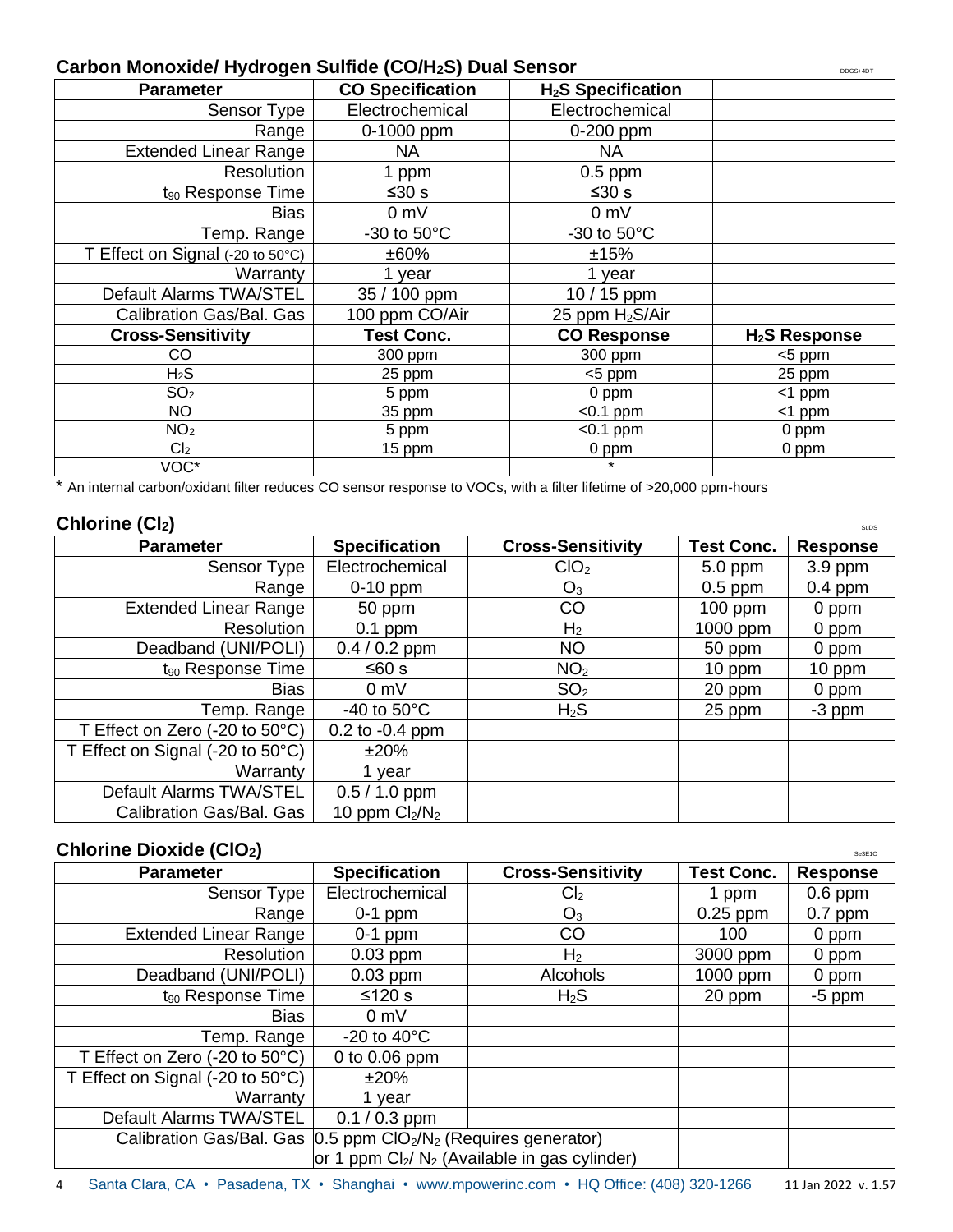## Carbon Monoxide/ Hydrogen Sulfide ($CO/H_2S$) Dual Sensor

DDGS+4DT

| Parameter | CO Specification | $H_2S$ Specification | |
|---|---|---|---|
| Sensor Type | Electrochemical | Electrochemical | |
| Range | 0-1000 ppm | 0-200 ppm | |
| Extended Linear Range | NA | NA | |
| Resolution | 1 ppm | 0.5 ppm | |
| $t_{90}$ Response Time | ≤30 s | ≤30 s | |
| Bias | 0 mV | 0 mV | |
| Temp. Range | -30 to 50°C | -30 to 50°C | |
| T Effect on Signal (-20 to 50°C) | ±60% | ±15% | |
| Warranty | 1 year | 1 year | |
| Default Alarms TWA/STEL | 35 / 100 ppm | 10 / 15 ppm | |
| Calibration Gas/Bal. Gas | 100 ppm CO/Air | 25 ppm $H_2S$/Air | |
| **Cross-Sensitivity** | **Test Conc.** | **CO Response** | **$H_2S$ Response** |
| CO | 300 ppm | 300 ppm | <5 ppm |
| $H_2S$ | 25 ppm | <5 ppm | 25 ppm |
| $SO_2$ | 5 ppm | 0 ppm | <1 ppm |
| NO | 35 ppm | <0.1 ppm | <1 ppm |
| $NO_2$ | 5 ppm | <0.1 ppm | 0 ppm |
| $Cl_2$ | 15 ppm | 0 ppm | 0 ppm |
| VOC* | | * | |

* An internal carbon/oxidant filter reduces CO sensor response to VOCs, with a filter lifetime of >20,000 ppm-hours

## Chlorine ($Cl_2$)

SuDS

| Parameter | Specification | Cross-Sensitivity | Test Conc. | Response |
|---|---|---|---|---|
| Sensor Type | Electrochemical | $ClO_2$ | 5.0 ppm | 3.9 ppm |
| Range | 0-10 ppm | $O_3$ | 0.5 ppm | 0.4 ppm |
| Extended Linear Range | 50 ppm | CO | 100 ppm | 0 ppm |
| Resolution | 0.1 ppm | $H_2$ | 1000 ppm | 0 ppm |
| Deadband (UNI/POLI) | 0.4 / 0.2 ppm | NO | 50 ppm | 0 ppm |
| $t_{90}$ Response Time | ≤60 s | $NO_2$ | 10 ppm | 10 ppm |
| Bias | 0 mV | $SO_2$ | 20 ppm | 0 ppm |
| Temp. Range | -40 to 50°C | $H_2S$ | 25 ppm | -3 ppm |
| T Effect on Zero (-20 to 50°C) | 0.2 to -0.4 ppm | | | |
| T Effect on Signal (-20 to 50°C) | ±20% | | | |
| Warranty | 1 year | | | |
| Default Alarms TWA/STEL | 0.5 / 1.0 ppm | | | |
| Calibration Gas/Bal. Gas | 10 ppm $Cl_2/N_2$ | | | |

## Chlorine Dioxide ($ClO_2$)

Se3E1O

| Parameter | Specification | Cross-Sensitivity | Test Conc. | Response |
|---|---|---|---|---|
| Sensor Type | Electrochemical | $Cl_2$ | 1 ppm | 0.6 ppm |
| Range | 0-1 ppm | $O_3$ | 0.25 ppm | 0.7 ppm |
| Extended Linear Range | 0-1 ppm | CO | 100 | 0 ppm |
| Resolution | 0.03 ppm | $H_2$ | 3000 ppm | 0 ppm |
| Deadband (UNI/POLI) | 0.03 ppm | Alcohols | 1000 ppm | 0 ppm |
| $t_{90}$ Response Time | ≤120 s | $H_2S$ | 20 ppm | -5 ppm |
| Bias | 0 mV | | | |
| Temp. Range | -20 to 40°C | | | |
| T Effect on Zero (-20 to 50°C) | 0 to 0.06 ppm | | | |
| T Effect on Signal (-20 to 50°C) | ±20% | | | |
| Warranty | 1 year | | | |
| Default Alarms TWA/STEL | 0.1 / 0.3 ppm | | | |
| Calibration Gas/Bal. Gas | 0.5 ppm $ClO_2/N_2$ (Requires generator) or 1 ppm $Cl_2/N_2$ (Available in gas cylinder) | | | |

Santa Clara, CA • Pasadena, TX • Shanghai • www.mpowerinc.com • HQ Office: (408) 320-1266 11 Jan 2022 v. 1.57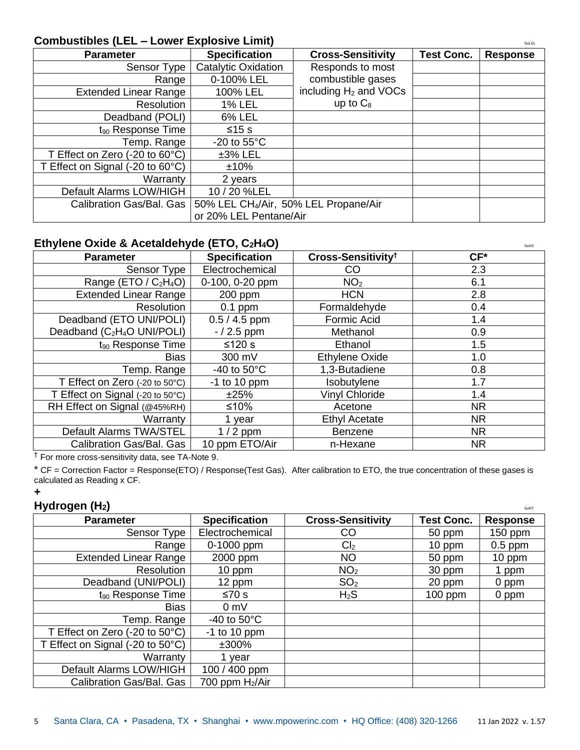## Combustibles (LEL – Lower Explosive Limit)

| Parameter | Specification | Cross-Sensitivity | Test Conc. | Response |
|---|---|---|---|---|
| Sensor Type | Catalytic Oxidation | Responds to most combustible gases including $H_2$ and VOCs up to $C_8$ | | |
| Range | 0-100% LEL | | | |
| Extended Linear Range | 100% LEL | | | |
| Resolution | 1% LEL | | | |
| Deadband (POLI) | 6% LEL | | | |
| $t_{90}$ Response Time | ≤15 s | | | |
| Temp. Range | -20 to 55°C | | | |
| T Effect on Zero (-20 to 60°C) | ±3% LEL | | | |
| T Effect on Signal (-20 to 60°C) | ±10% | | | |
| Warranty | 2 years | | | |
| Default Alarms LOW/HIGH | 10 / 20 %LEL | | | |
| Calibration Gas/Bal. Gas | 50% LEL $CH_4$/Air, 50% LEL Propane/Air or 20% LEL Pentane/Air | | | |

## Ethylene Oxide & Acetaldehyde (ETO, $C_2H_4O$)

| Parameter | Specification | Cross-Sensitivity† | CF* |
|---|---|---|---|
| Sensor Type | Electrochemical | CO | 2.3 |
| Range (ETO / $C_2H_4O$) | 0-100, 0-20 ppm | $NO_2$ | 6.1 |
| Extended Linear Range | 200 ppm | HCN | 2.8 |
| Resolution | 0.1 ppm | Formaldehyde | 0.4 |
| Deadband (ETO UNI/POLI) | 0.5 / 4.5 ppm | Formic Acid | 1.4 |
| Deadband ($C_2H_4O$ UNI/POLI) | - / 2.5 ppm | Methanol | 0.9 |
| $t_{90}$ Response Time | ≤120 s | Ethanol | 1.5 |
| Bias | 300 mV | Ethylene Oxide | 1.0 |
| Temp. Range | -40 to 50°C | 1,3-Butadiene | 0.8 |
| T Effect on Zero (-20 to 50°C) | -1 to 10 ppm | Isobutylene | 1.7 |
| T Effect on Signal (-20 to 50°C) | ±25% | Vinyl Chloride | 1.4 |
| RH Effect on Signal (@45%RH) | ≤10% | Acetone | NR |
| Warranty | 1 year | Ethyl Acetate | NR |
| Default Alarms TWA/STEL | 1 / 2 ppm | Benzene | NR |
| Calibration Gas/Bal. Gas | 10 ppm ETO/Air | n-Hexane | NR |

† For more cross-sensitivity data, see TA-Note 9.

* CF = Correction Factor = Response(ETO) / Response(Test Gas). After calibration to ETO, the true concentration of these gases is calculated as Reading x CF.

+

## Hydrogen ($H_2$)

| Parameter | Specification | Cross-Sensitivity | Test Conc. | Response |
|---|---|---|---|---|
| Sensor Type | Electrochemical | CO | 50 ppm | 150 ppm |
| Range | 0-1000 ppm | $Cl_2$ | 10 ppm | 0.5 ppm |
| Extended Linear Range | 2000 ppm | NO | 50 ppm | 10 ppm |
| Resolution | 10 ppm | $NO_2$ | 30 ppm | 1 ppm |
| Deadband (UNI/POLI) | 12 ppm | $SO_2$ | 20 ppm | 0 ppm |
| $t_{90}$ Response Time | ≤70 s | $H_2S$ | 100 ppm | 0 ppm |
| Bias | 0 mV | | | |
| Temp. Range | -40 to 50°C | | | |
| T Effect on Zero (-20 to 50°C) | -1 to 10 ppm | | | |
| T Effect on Signal (-20 to 50°C) | ±300% | | | |
| Warranty | 1 year | | | |
| Default Alarms LOW/HIGH | 100 / 400 ppm | | | |
| Calibration Gas/Bal. Gas | 700 ppm $H_2$/Air | | | |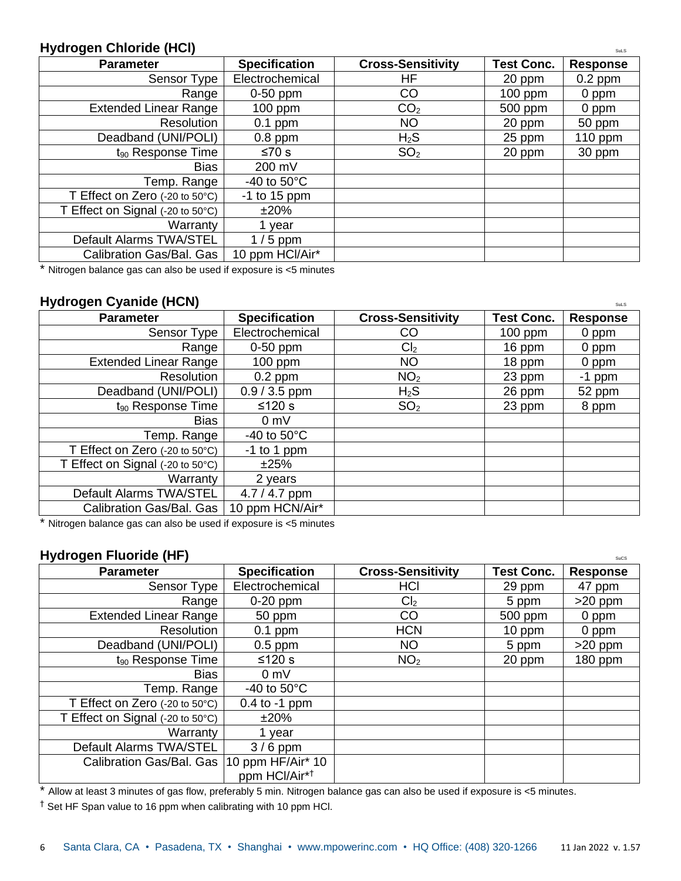## Hydrogen Chloride (HCl)

SuLS

| Parameter | Specification | Cross-Sensitivity | Test Conc. | Response |
|---|---|---|---|---|
| Sensor Type | Electrochemical | HF | 20 ppm | 0.2 ppm |
| Range | 0-50 ppm | CO | 100 ppm | 0 ppm |
| Extended Linear Range | 100 ppm | $CO_2$ | 500 ppm | 0 ppm |
| Resolution | 0.1 ppm | NO | 20 ppm | 50 ppm |
| Deadband (UNI/POLI) | 0.8 ppm | $H_2S$ | 25 ppm | 110 ppm |
| $t_{90}$ Response Time | ≤70 s | $SO_2$ | 20 ppm | 30 ppm |
| Bias | 200 mV | | | |
| Temp. Range | -40 to 50°C | | | |
| T Effect on Zero (-20 to 50°C) | -1 to 15 ppm | | | |
| T Effect on Signal (-20 to 50°C) | ±20% | | | |
| Warranty | 1 year | | | |
| Default Alarms TWA/STEL | 1 / 5 ppm | | | |
| Calibration Gas/Bal. Gas | 10 ppm HCl/Air* | | | |

* Nitrogen balance gas can also be used if exposure is <5 minutes

## Hydrogen Cyanide (HCN)

SuLS

| Parameter | Specification | Cross-Sensitivity | Test Conc. | Response |
|---|---|---|---|---|
| Sensor Type | Electrochemical | CO | 100 ppm | 0 ppm |
| Range | 0-50 ppm | $Cl_2$ | 16 ppm | 0 ppm |
| Extended Linear Range | 100 ppm | NO | 18 ppm | 0 ppm |
| Resolution | 0.2 ppm | $NO_2$ | 23 ppm | -1 ppm |
| Deadband (UNI/POLI) | 0.9 / 3.5 ppm | $H_2S$ | 26 ppm | 52 ppm |
| $t_{90}$ Response Time | ≤120 s | $SO_2$ | 23 ppm | 8 ppm |
| Bias | 0 mV | | | |
| Temp. Range | -40 to 50°C | | | |
| T Effect on Zero (-20 to 50°C) | -1 to 1 ppm | | | |
| T Effect on Signal (-20 to 50°C) | ±25% | | | |
| Warranty | 2 years | | | |
| Default Alarms TWA/STEL | 4.7 / 4.7 ppm | | | |
| Calibration Gas/Bal. Gas | 10 ppm HCN/Air* | | | |

* Nitrogen balance gas can also be used if exposure is <5 minutes

## Hydrogen Fluoride (HF)

SuCS

| Parameter | Specification | Cross-Sensitivity | Test Conc. | Response |
|---|---|---|---|---|
| Sensor Type | Electrochemical | HCl | 29 ppm | 47 ppm |
| Range | 0-20 ppm | $Cl_2$ | 5 ppm | >20 ppm |
| Extended Linear Range | 50 ppm | CO | 500 ppm | 0 ppm |
| Resolution | 0.1 ppm | HCN | 10 ppm | 0 ppm |
| Deadband (UNI/POLI) | 0.5 ppm | NO | 5 ppm | >20 ppm |
| $t_{90}$ Response Time | ≤120 s | $NO_2$ | 20 ppm | 180 ppm |
| Bias | 0 mV | | | |
| Temp. Range | -40 to 50°C | | | |
| T Effect on Zero (-20 to 50°C) | 0.4 to -1 ppm | | | |
| T Effect on Signal (-20 to 50°C) | ±20% | | | |
| Warranty | 1 year | | | |
| Default Alarms TWA/STEL | 3 / 6 ppm | | | |
| Calibration Gas/Bal. Gas | 10 ppm HF/Air* 10 ppm HCl/Air*† | | | |

* Allow at least 3 minutes of gas flow, preferably 5 min. Nitrogen balance gas can also be used if exposure is <5 minutes.

† Set HF Span value to 16 ppm when calibrating with 10 ppm HCl.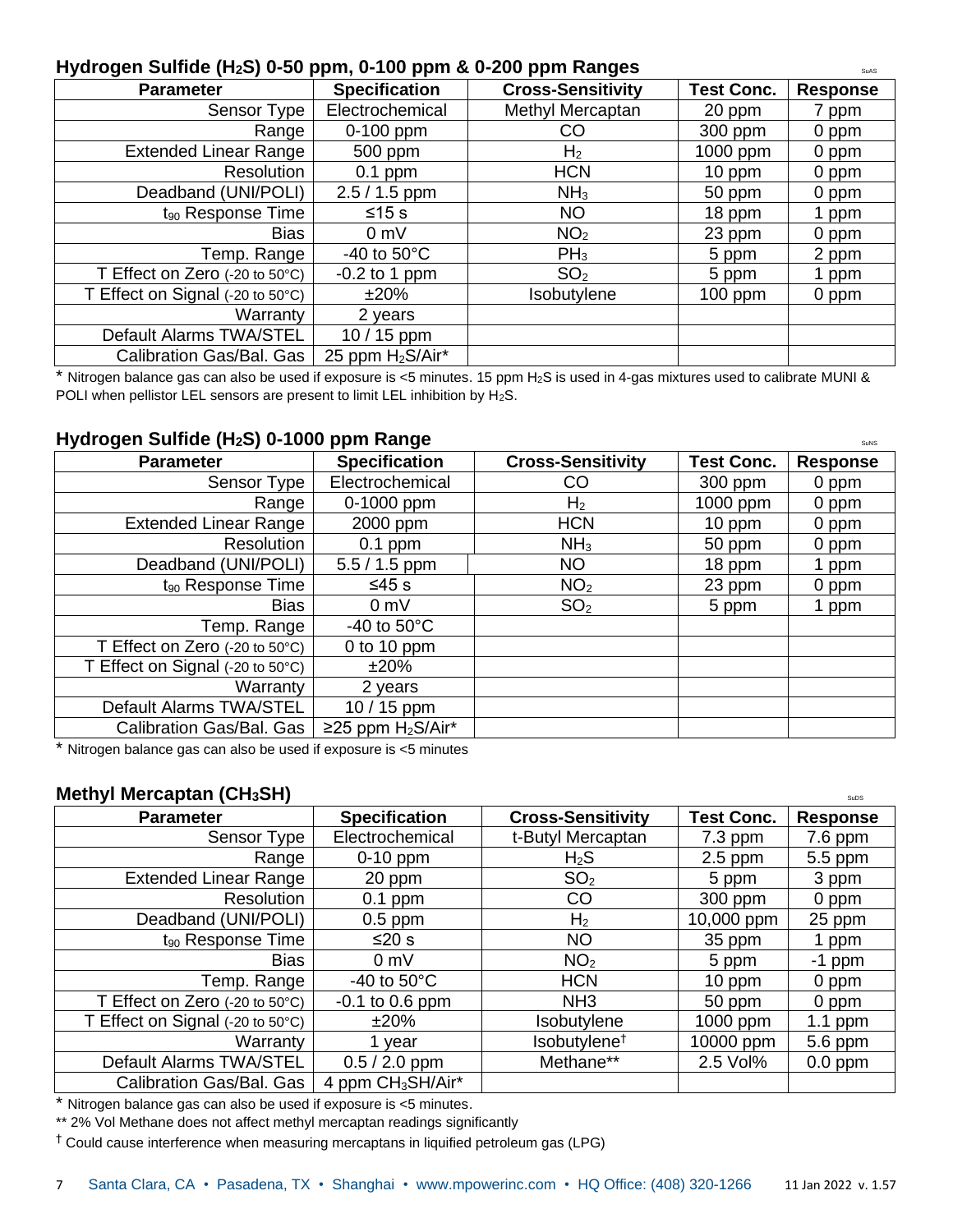## Hydrogen Sulfide ($H_2S$) 0-50 ppm, 0-100 ppm & 0-200 ppm Ranges

SuAS

| Parameter | Specification | Cross-Sensitivity | Test Conc. | Response |
|---|---|---|---|---|
| Sensor Type | Electrochemical | Methyl Mercaptan | 20 ppm | 7 ppm |
| Range | 0-100 ppm | CO | 300 ppm | 0 ppm |
| Extended Linear Range | 500 ppm | $H_2$ | 1000 ppm | 0 ppm |
| Resolution | 0.1 ppm | HCN | 10 ppm | 0 ppm |
| Deadband (UNI/POLI) | 2.5 / 1.5 ppm | $NH_3$ | 50 ppm | 0 ppm |
| $t_{90}$ Response Time | ≤15 s | NO | 18 ppm | 1 ppm |
| Bias | 0 mV | $NO_2$ | 23 ppm | 0 ppm |
| Temp. Range | -40 to 50°C | $PH_3$ | 5 ppm | 2 ppm |
| T Effect on Zero (-20 to 50°C) | -0.2 to 1 ppm | $SO_2$ | 5 ppm | 1 ppm |
| T Effect on Signal (-20 to 50°C) | ±20% | Isobutylene | 100 ppm | 0 ppm |
| Warranty | 2 years | | | |
| Default Alarms TWA/STEL | 10 / 15 ppm | | | |
| Calibration Gas/Bal. Gas | 25 ppm $H_2S$/Air* | | | |

* Nitrogen balance gas can also be used if exposure is <5 minutes. 15 ppm $H_2S$ is used in 4-gas mixtures used to calibrate MUNI & POLI when pellistor LEL sensors are present to limit LEL inhibition by $H_2S$.

## Hydrogen Sulfide ($H_2S$) 0-1000 ppm Range

SuNS

| Parameter | Specification | Cross-Sensitivity | Test Conc. | Response |
|---|---|---|---|---|
| Sensor Type | Electrochemical | CO | 300 ppm | 0 ppm |
| Range | 0-1000 ppm | $H_2$ | 1000 ppm | 0 ppm |
| Extended Linear Range | 2000 ppm | HCN | 10 ppm | 0 ppm |
| Resolution | 0.1 ppm | $NH_3$ | 50 ppm | 0 ppm |
| Deadband (UNI/POLI) | 5.5 / 1.5 ppm | NO | 18 ppm | 1 ppm |
| $t_{90}$ Response Time | ≤45 s | $NO_2$ | 23 ppm | 0 ppm |
| Bias | 0 mV | $SO_2$ | 5 ppm | 1 ppm |
| Temp. Range | -40 to 50°C | | | |
| T Effect on Zero (-20 to 50°C) | 0 to 10 ppm | | | |
| T Effect on Signal (-20 to 50°C) | ±20% | | | |
| Warranty | 2 years | | | |
| Default Alarms TWA/STEL | 10 / 15 ppm | | | |
| Calibration Gas/Bal. Gas | ≥25 ppm $H_2S$/Air* | | | |

* Nitrogen balance gas can also be used if exposure is <5 minutes

## Methyl Mercaptan ($CH_3SH$)

SuDS

| Parameter | Specification | Cross-Sensitivity | Test Conc. | Response |
|---|---|---|---|---|
| Sensor Type | Electrochemical | t-Butyl Mercaptan | 7.3 ppm | 7.6 ppm |
| Range | 0-10 ppm | $H_2S$ | 2.5 ppm | 5.5 ppm |
| Extended Linear Range | 20 ppm | $SO_2$ | 5 ppm | 3 ppm |
| Resolution | 0.1 ppm | CO | 300 ppm | 0 ppm |
| Deadband (UNI/POLI) | 0.5 ppm | $H_2$ | 10,000 ppm | 25 ppm |
| $t_{90}$ Response Time | ≤20 s | NO | 35 ppm | 1 ppm |
| Bias | 0 mV | $NO_2$ | 5 ppm | -1 ppm |
| Temp. Range | -40 to 50°C | HCN | 10 ppm | 0 ppm |
| T Effect on Zero (-20 to 50°C) | -0.1 to 0.6 ppm | NH3 | 50 ppm | 0 ppm |
| T Effect on Signal (-20 to 50°C) | ±20% | Isobutylene | 1000 ppm | 1.1 ppm |
| Warranty | 1 year | Isobutylene† | 10000 ppm | 5.6 ppm |
| Default Alarms TWA/STEL | 0.5 / 2.0 ppm | Methane** | 2.5 Vol% | 0.0 ppm |
| Calibration Gas/Bal. Gas | 4 ppm $CH_3SH$/Air* | | | |

* Nitrogen balance gas can also be used if exposure is <5 minutes.

** 2% Vol Methane does not affect methyl mercaptan readings significantly

† Could cause interference when measuring mercaptans in liquified petroleum gas (LPG)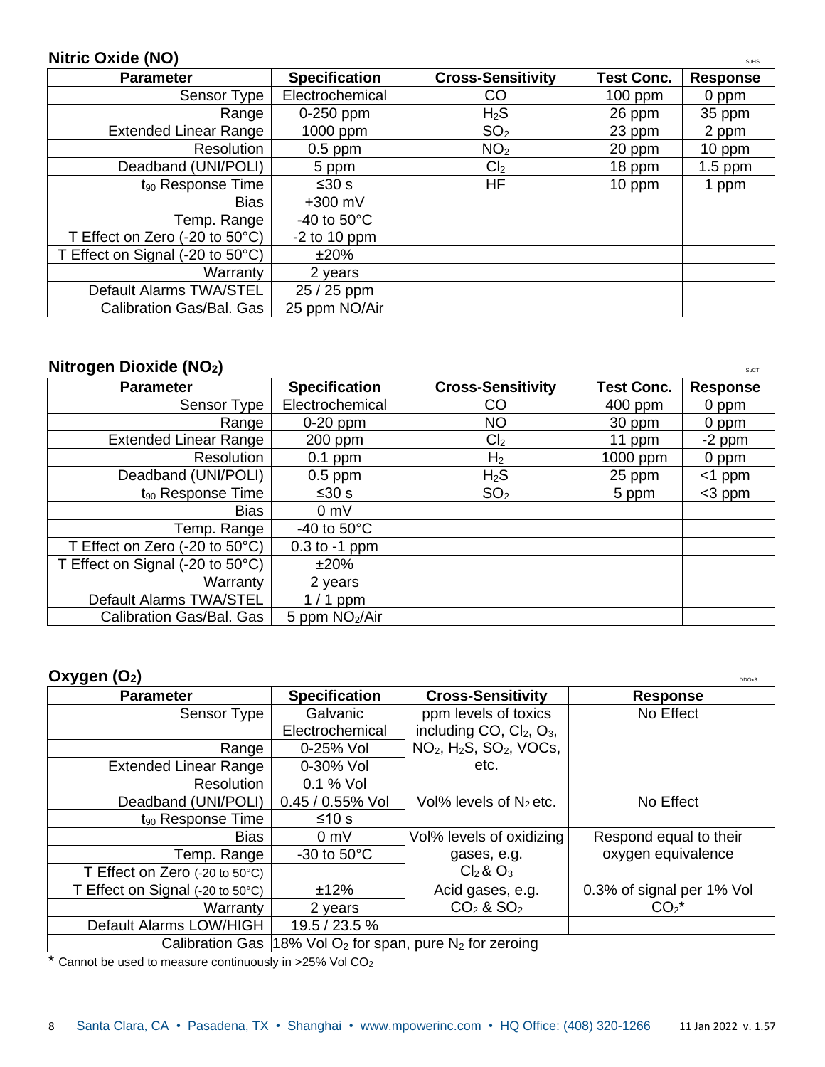## Nitric Oxide (NO)

| Parameter | Specification | Cross-Sensitivity | Test Conc. | Response |
|---|---|---|---|---|
| Sensor Type | Electrochemical | CO | 100 ppm | 0 ppm |
| Range | 0-250 ppm | $H_2S$ | 26 ppm | 35 ppm |
| Extended Linear Range | 1000 ppm | $SO_2$ | 23 ppm | 2 ppm |
| Resolution | 0.5 ppm | $NO_2$ | 20 ppm | 10 ppm |
| Deadband (UNI/POLI) | 5 ppm | $Cl_2$ | 18 ppm | 1.5 ppm |
| $t_{90}$ Response Time | ≤30 s | HF | 10 ppm | 1 ppm |
| Bias | +300 mV | | | |
| Temp. Range | -40 to 50°C | | | |
| T Effect on Zero (-20 to 50°C) | -2 to 10 ppm | | | |
| T Effect on Signal (-20 to 50°C) | ±20% | | | |
| Warranty | 2 years | | | |
| Default Alarms TWA/STEL | 25 / 25 ppm | | | |
| Calibration Gas/Bal. Gas | 25 ppm NO/Air | | | |

## Nitrogen Dioxide ($NO_2$)

| Parameter | Specification | Cross-Sensitivity | Test Conc. | Response |
|---|---|---|---|---|
| Sensor Type | Electrochemical | CO | 400 ppm | 0 ppm |
| Range | 0-20 ppm | NO | 30 ppm | 0 ppm |
| Extended Linear Range | 200 ppm | $Cl_2$ | 11 ppm | -2 ppm |
| Resolution | 0.1 ppm | $H_2$ | 1000 ppm | 0 ppm |
| Deadband (UNI/POLI) | 0.5 ppm | $H_2S$ | 25 ppm | <1 ppm |
| $t_{90}$ Response Time | ≤30 s | $SO_2$ | 5 ppm | <3 ppm |
| Bias | 0 mV | | | |
| Temp. Range | -40 to 50°C | | | |
| T Effect on Zero (-20 to 50°C) | 0.3 to -1 ppm | | | |
| T Effect on Signal (-20 to 50°C) | ±20% | | | |
| Warranty | 2 years | | | |
| Default Alarms TWA/STEL | 1 / 1 ppm | | | |
| Calibration Gas/Bal. Gas | 5 ppm $NO_2$/Air | | | |

## Oxygen ($O_2$)

| Parameter | Specification | Cross-Sensitivity | Response |
|---|---|---|---|
| Sensor Type | Galvanic Electrochemical | ppm levels of toxics including CO, $Cl_2$, $O_3$, $NO_2$, $H_2S$, $SO_2$, VOCs, etc. | No Effect |
| Range | 0-25% Vol | | |
| Extended Linear Range | 0-30% Vol | | |
| Resolution | 0.1 % Vol | | |
| Deadband (UNI/POLI) | 0.45 / 0.55% Vol | Vol% levels of $N_2$ etc. | No Effect |
| $t_{90}$ Response Time | ≤10 s | | |
| Bias | 0 mV | Vol% levels of oxidizing gases, e.g. $Cl_2$ & $O_3$ | Respond equal to their oxygen equivalence |
| Temp. Range | -30 to 50°C | | |
| T Effect on Zero (-20 to 50°C) | | | |
| T Effect on Signal (-20 to 50°C) | ±12% | Acid gases, e.g. $CO_2$ & $SO_2$ | 0.3% of signal per 1% Vol $CO_2$* |
| Warranty | 2 years | | |
| Default Alarms LOW/HIGH | 19.5 / 23.5 % | | |
| Calibration Gas | 18% Vol $O_2$ for span, pure $N_2$ for zeroing | | |

\* Cannot be used to measure continuously in >25% Vol $CO_2$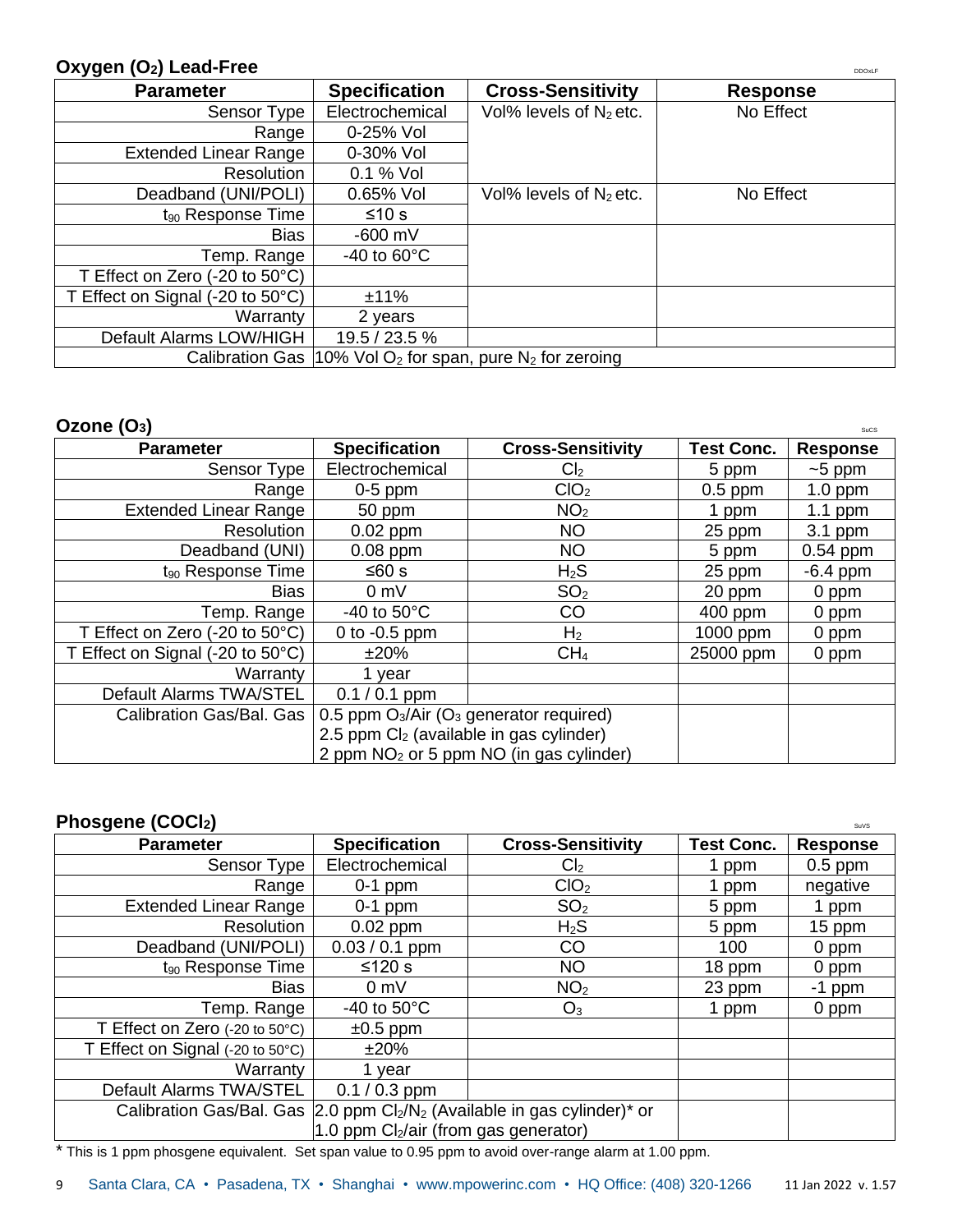## Oxygen ($O_2$) Lead-Free

DDOxLF

| Parameter | Specification | Cross-Sensitivity | Response |
|---|---|---|---|
| Sensor Type | Electrochemical | Vol% levels of $N_2$ etc. | No Effect |
| Range | 0-25% Vol | | |
| Extended Linear Range | 0-30% Vol | | |
| Resolution | 0.1 % Vol | | |
| Deadband (UNI/POLI) | 0.65% Vol | Vol% levels of $N_2$ etc. | No Effect |
| $t_{90}$ Response Time | ≤10 s | | |
| Bias | -600 mV | | |
| Temp. Range | -40 to 60°C | | |
| T Effect on Zero (-20 to 50°C) | | | |
| T Effect on Signal (-20 to 50°C) | ±11% | | |
| Warranty | 2 years | | |
| Default Alarms LOW/HIGH | 19.5 / 23.5 % | | |
| Calibration Gas | 10% Vol $O_2$ for span, pure $N_2$ for zeroing | | |

## Ozone ($O_3$)

SuCS

| Parameter | Specification | Cross-Sensitivity | Test Conc. | Response |
|---|---|---|---|---|
| Sensor Type | Electrochemical | $Cl_2$ | 5 ppm | ~5 ppm |
| Range | 0-5 ppm | $ClO_2$ | 0.5 ppm | 1.0 ppm |
| Extended Linear Range | 50 ppm | $NO_2$ | 1 ppm | 1.1 ppm |
| Resolution | 0.02 ppm | NO | 25 ppm | 3.1 ppm |
| Deadband (UNI) | 0.08 ppm | NO | 5 ppm | 0.54 ppm |
| $t_{90}$ Response Time | ≤60 s | $H_2S$ | 25 ppm | -6.4 ppm |
| Bias | 0 mV | $SO_2$ | 20 ppm | 0 ppm |
| Temp. Range | -40 to 50°C | CO | 400 ppm | 0 ppm |
| T Effect on Zero (-20 to 50°C) | 0 to -0.5 ppm | $H_2$ | 1000 ppm | 0 ppm |
| T Effect on Signal (-20 to 50°C) | ±20% | $CH_4$ | 25000 ppm | 0 ppm |
| Warranty | 1 year | | | |
| Default Alarms TWA/STEL | 0.1 / 0.1 ppm | | | |
| Calibration Gas/Bal. Gas | 0.5 ppm $O_3$/Air ($O_3$ generator required)<br>2.5 ppm $Cl_2$ (available in gas cylinder)<br>2 ppm $NO_2$ or 5 ppm NO (in gas cylinder) | | | |

## Phosgene ($COCl_2$)

SuVS

| Parameter | Specification | Cross-Sensitivity | Test Conc. | Response |
|---|---|---|---|---|
| Sensor Type | Electrochemical | $Cl_2$ | 1 ppm | 0.5 ppm |
| Range | 0-1 ppm | $ClO_2$ | 1 ppm | negative |
| Extended Linear Range | 0-1 ppm | $SO_2$ | 5 ppm | 1 ppm |
| Resolution | 0.02 ppm | $H_2S$ | 5 ppm | 15 ppm |
| Deadband (UNI/POLI) | 0.03 / 0.1 ppm | CO | 100 | 0 ppm |
| $t_{90}$ Response Time | ≤120 s | NO | 18 ppm | 0 ppm |
| Bias | 0 mV | $NO_2$ | 23 ppm | -1 ppm |
| Temp. Range | -40 to 50°C | $O_3$ | 1 ppm | 0 ppm |
| T Effect on Zero (-20 to 50°C) | ±0.5 ppm | | | |
| T Effect on Signal (-20 to 50°C) | ±20% | | | |
| Warranty | 1 year | | | |
| Default Alarms TWA/STEL | 0.1 / 0.3 ppm | | | |
| Calibration Gas/Bal. Gas | 2.0 ppm $Cl_2$/$N_2$ (Available in gas cylinder)* or<br>1.0 ppm $Cl_2$/air (from gas generator) | | | |

* This is 1 ppm phosgene equivalent. Set span value to 0.95 ppm to avoid over-range alarm at 1.00 ppm.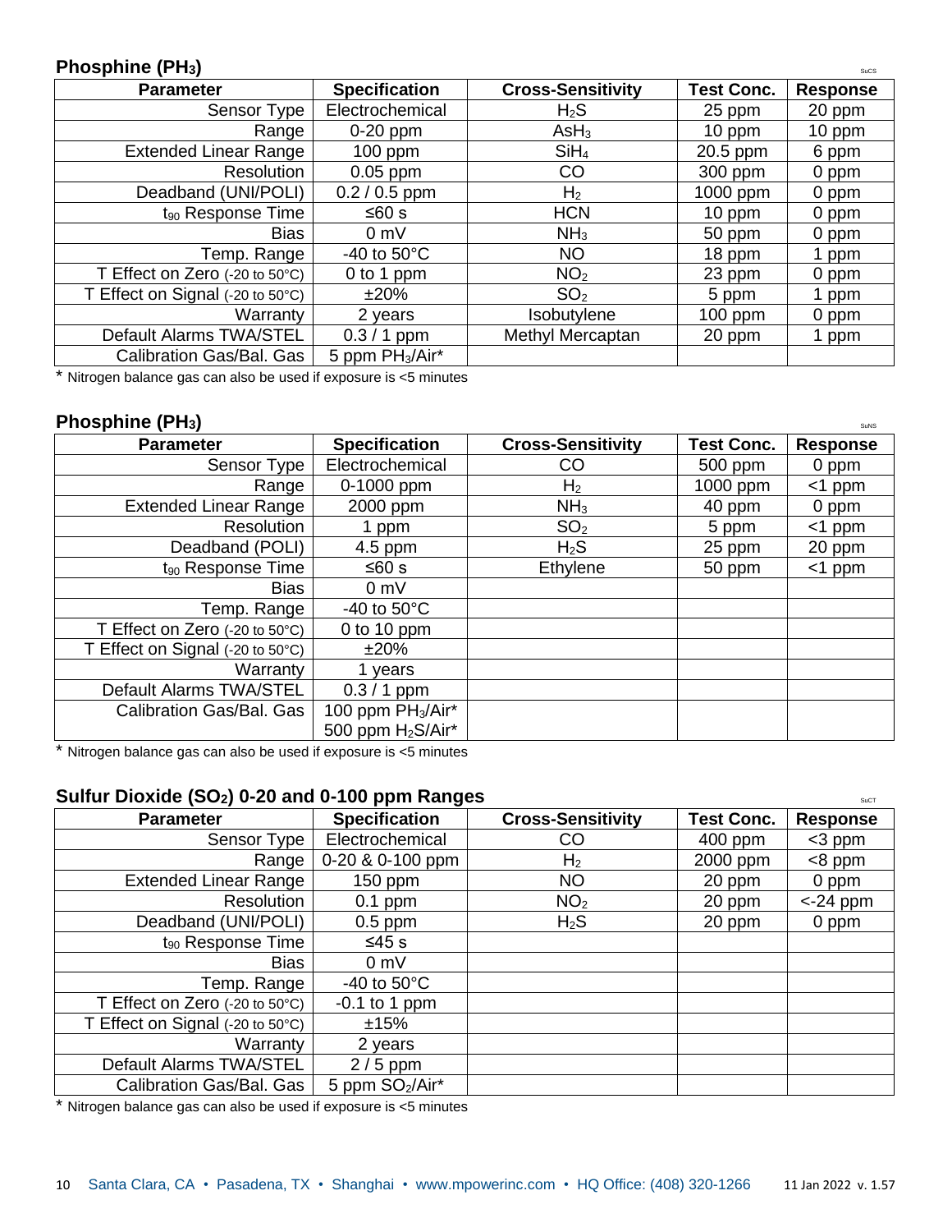## Phosphine ($PH_3$)

SuCS

| Parameter | Specification | Cross-Sensitivity | Test Conc. | Response |
|---|---|---|---|---|
| Sensor Type | Electrochemical | $H_2S$ | 25 ppm | 20 ppm |
| Range | 0-20 ppm | $AsH_3$ | 10 ppm | 10 ppm |
| Extended Linear Range | 100 ppm | $SiH_4$ | 20.5 ppm | 6 ppm |
| Resolution | 0.05 ppm | CO | 300 ppm | 0 ppm |
| Deadband (UNI/POLI) | 0.2 / 0.5 ppm | $H_2$ | 1000 ppm | 0 ppm |
| $t_{90}$ Response Time | ≤60 s | HCN | 10 ppm | 0 ppm |
| Bias | 0 mV | $NH_3$ | 50 ppm | 0 ppm |
| Temp. Range | -40 to 50°C | NO | 18 ppm | 1 ppm |
| T Effect on Zero (-20 to 50°C) | 0 to 1 ppm | $NO_2$ | 23 ppm | 0 ppm |
| T Effect on Signal (-20 to 50°C) | ±20% | $SO_2$ | 5 ppm | 1 ppm |
| Warranty | 2 years | Isobutylene | 100 ppm | 0 ppm |
| Default Alarms TWA/STEL | 0.3 / 1 ppm | Methyl Mercaptan | 20 ppm | 1 ppm |
| Calibration Gas/Bal. Gas | 5 ppm $PH_3$/Air* | | | |

* Nitrogen balance gas can also be used if exposure is <5 minutes

## Phosphine ($PH_3$)

SuNS

| Parameter | Specification | Cross-Sensitivity | Test Conc. | Response |
|---|---|---|---|---|
| Sensor Type | Electrochemical | CO | 500 ppm | 0 ppm |
| Range | 0-1000 ppm | $H_2$ | 1000 ppm | <1 ppm |
| Extended Linear Range | 2000 ppm | $NH_3$ | 40 ppm | 0 ppm |
| Resolution | 1 ppm | $SO_2$ | 5 ppm | <1 ppm |
| Deadband (POLI) | 4.5 ppm | $H_2S$ | 25 ppm | 20 ppm |
| $t_{90}$ Response Time | ≤60 s | Ethylene | 50 ppm | <1 ppm |
| Bias | 0 mV | | | |
| Temp. Range | -40 to 50°C | | | |
| T Effect on Zero (-20 to 50°C) | 0 to 10 ppm | | | |
| T Effect on Signal (-20 to 50°C) | ±20% | | | |
| Warranty | 1 years | | | |
| Default Alarms TWA/STEL | 0.3 / 1 ppm | | | |
| Calibration Gas/Bal. Gas | 100 ppm $PH_3$/Air* 500 ppm $H_2S$/Air* | | | |

* Nitrogen balance gas can also be used if exposure is <5 minutes

## Sulfur Dioxide ($SO_2$) 0-20 and 0-100 ppm Ranges

SuCT

| Parameter | Specification | Cross-Sensitivity | Test Conc. | Response |
|---|---|---|---|---|
| Sensor Type | Electrochemical | CO | 400 ppm | <3 ppm |
| Range | 0-20 & 0-100 ppm | $H_2$ | 2000 ppm | <8 ppm |
| Extended Linear Range | 150 ppm | NO | 20 ppm | 0 ppm |
| Resolution | 0.1 ppm | $NO_2$ | 20 ppm | <-24 ppm |
| Deadband (UNI/POLI) | 0.5 ppm | $H_2S$ | 20 ppm | 0 ppm |
| $t_{90}$ Response Time | ≤45 s | | | |
| Bias | 0 mV | | | |
| Temp. Range | -40 to 50°C | | | |
| T Effect on Zero (-20 to 50°C) | -0.1 to 1 ppm | | | |
| T Effect on Signal (-20 to 50°C) | ±15% | | | |
| Warranty | 2 years | | | |
| Default Alarms TWA/STEL | 2 / 5 ppm | | | |
| Calibration Gas/Bal. Gas | 5 ppm $SO_2$/Air* | | | |

* Nitrogen balance gas can also be used if exposure is <5 minutes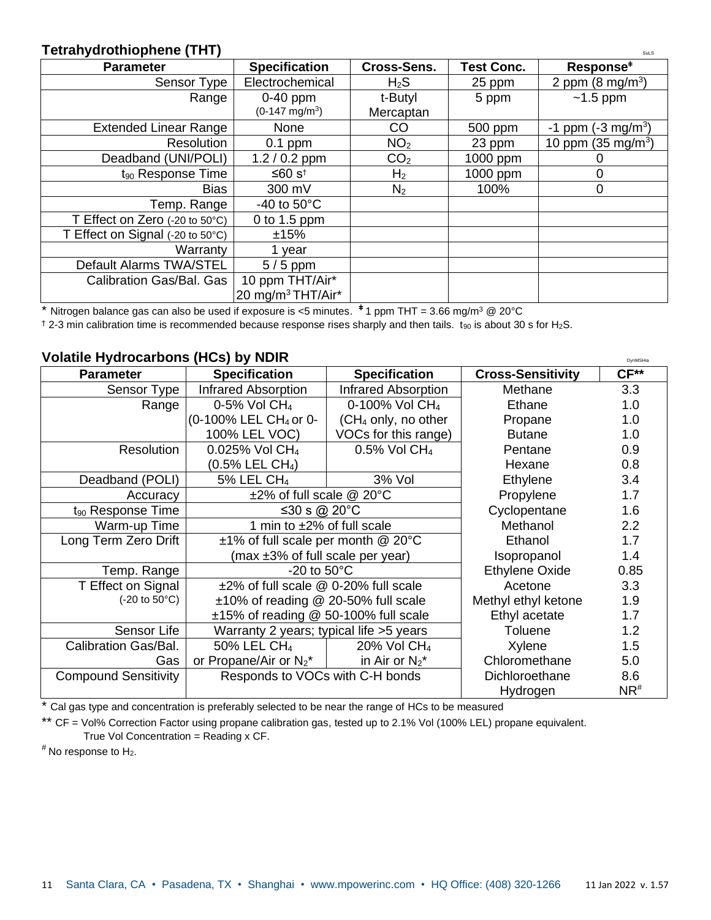## Tetrahydrothiophene (THT)

| Parameter | Specification | Cross-Sens. | Test Conc. | Response‡ |
|---|---|---|---|---|
| Sensor Type | Electrochemical | $H_2S$ | 25 ppm | 2 ppm (8 mg/m$^3$) |
| Range | 0-40 ppm (0-147 mg/m$^3$) | t-Butyl Mercaptan | 5 ppm | ~1.5 ppm |
| Extended Linear Range | None | CO | 500 ppm | -1 ppm (-3 mg/m$^3$) |
| Resolution | 0.1 ppm | $NO_2$ | 23 ppm | 10 ppm (35 mg/m$^3$) |
| Deadband (UNI/POLI) | 1.2 / 0.2 ppm | $CO_2$ | 1000 ppm | 0 |
| $t_{90}$ Response Time | ≤60 s† | $H_2$ | 1000 ppm | 0 |
| Bias | 300 mV | $N_2$ | 100% | 0 |
| Temp. Range | -40 to 50°C | | | |
| T Effect on Zero (-20 to 50°C) | 0 to 1.5 ppm | | | |
| T Effect on Signal (-20 to 50°C) | ±15% | | | |
| Warranty | 1 year | | | |
| Default Alarms TWA/STEL | 5 / 5 ppm | | | |
| Calibration Gas/Bal. Gas | 10 ppm THT/Air* 20 mg/m$^3$ THT/Air* | | | |

\* Nitrogen balance gas can also be used if exposure is <5 minutes. ‡ 1 ppm THT = 3.66 mg/m$^3$ @ 20°C

† 2-3 min calibration time is recommended because response rises sharply and then tails. $t_{90}$ is about 30 s for $H_2S$.

## Volatile Hydrocarbons (HCs) by NDIR

| Parameter | Specification | Specification | Cross-Sensitivity | CF** |
|---|---|---|---|---|
| Sensor Type | Infrared Absorption | Infrared Absorption | Methane | 3.3 |
| Range | 0-5% Vol $CH_4$ (0-100% LEL $CH_4$ or 0-100% LEL VOC) | 0-100% Vol $CH_4$ ($CH_4$ only, no other VOCs for this range) | Ethane | 1.0 |
| | | | Propane | 1.0 |
| | | | Butane | 1.0 |
| Resolution | 0.025% Vol $CH_4$ (0.5% LEL $CH_4$) | 0.5% Vol $CH_4$ | Pentane | 0.9 |
| | | | Hexane | 0.8 |
| Deadband (POLI) | 5% LEL $CH_4$ | 3% Vol | Ethylene | 3.4 |
| Accuracy | ±2% of full scale @ 20°C | | Propylene | 1.7 |
| $t_{90}$ Response Time | ≤30 s @ 20°C | | Cyclopentane | 1.6 |
| Warm-up Time | 1 min to ±2% of full scale | | Methanol | 2.2 |
| Long Term Zero Drift | ±1% of full scale per month @ 20°C (max ±3% of full scale per year) | | Ethanol | 1.7 |
| | | | Isopropanol | 1.4 |
| Temp. Range | -20 to 50°C | | Ethylene Oxide | 0.85 |
| T Effect on Signal (-20 to 50°C) | ±2% of full scale @ 0-20% full scale | | Acetone | 3.3 |
| | ±10% of reading @ 20-50% full scale | | Methyl ethyl ketone | 1.9 |
| | ±15% of reading @ 50-100% full scale | | Ethyl acetate | 1.7 |
| Sensor Life | Warranty 2 years; typical life >5 years | | Toluene | 1.2 |
| Calibration Gas/Bal. Gas | 50% LEL $CH_4$ or Propane/Air or $N_2$* | 20% Vol $CH_4$ in Air or $N_2$* | Xylene | 1.5 |
| | | | Chloromethane | 5.0 |
| Compound Sensitivity | Responds to VOCs with C-H bonds | | Dichloroethane | 8.6 |
| | | | Hydrogen | NR# |

\* Cal gas type and concentration is preferably selected to be near the range of HCs to be measured

\** CF = Vol% Correction Factor using propane calibration gas, tested up to 2.1% Vol (100% LEL) propane equivalent. True Vol Concentration = Reading x CF.

\# No response to $H_2$.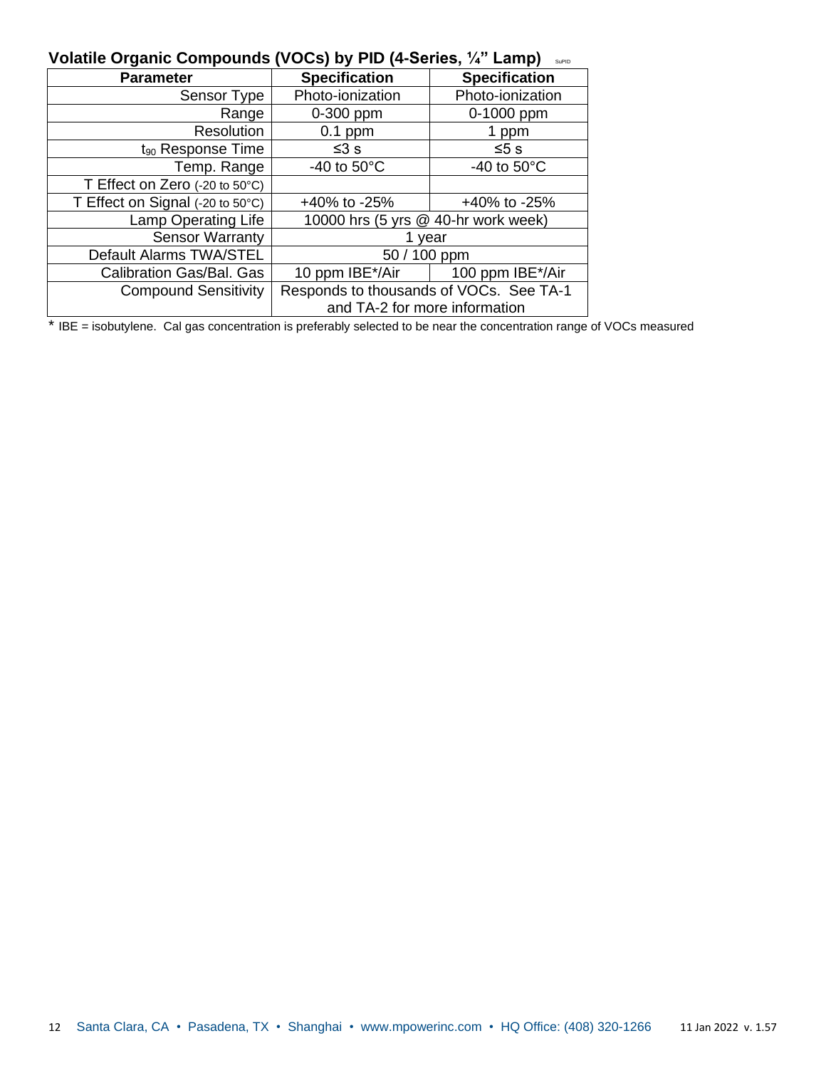## Volatile Organic Compounds (VOCs) by PID (4-Series, ¼" Lamp) SuPID

| Parameter | Specification | Specification |
|---|---|---|
| Sensor Type | Photo-ionization | Photo-ionization |
| Range | 0-300 ppm | 0-1000 ppm |
| Resolution | 0.1 ppm | 1 ppm |
| $t_{90}$ Response Time | ≤3 s | ≤5 s |
| Temp. Range | -40 to 50°C | -40 to 50°C |
| T Effect on Zero (-20 to 50°C) | | |
| T Effect on Signal (-20 to 50°C) | +40% to -25% | +40% to -25% |
| Lamp Operating Life | 10000 hrs (5 yrs @ 40-hr work week) | |
| Sensor Warranty | 1 year | |
| Default Alarms TWA/STEL | 50 / 100 ppm | |
| Calibration Gas/Bal. Gas | 10 ppm IBE*/Air | 100 ppm IBE*/Air |
| Compound Sensitivity | Responds to thousands of VOCs. See TA-1 and TA-2 for more information | |

\* IBE = isobutylene. Cal gas concentration is preferably selected to be near the concentration range of VOCs measured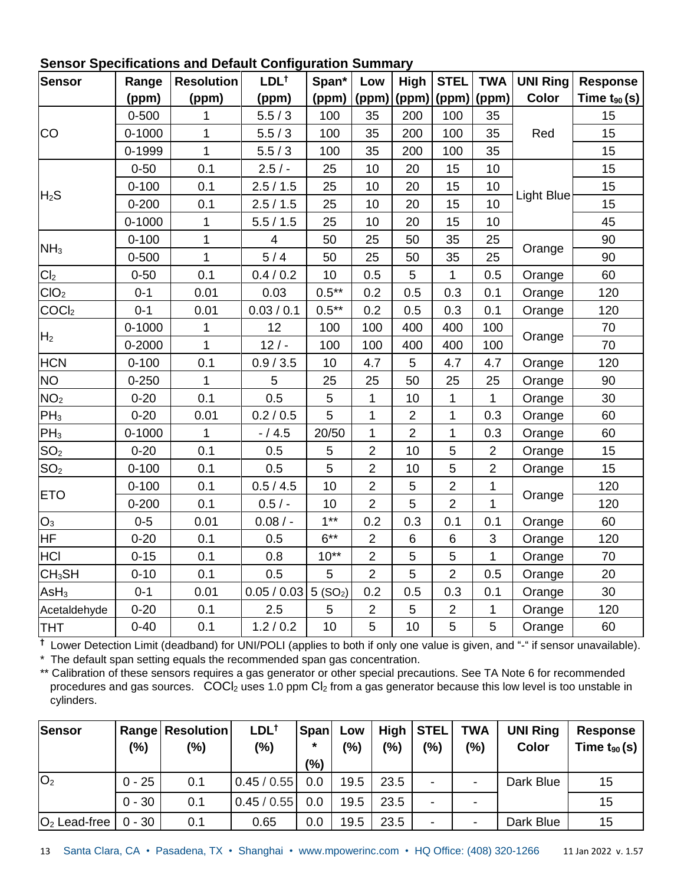### Sensor Specifications and Default Configuration Summary

| Sensor | Range (ppm) | Resolution (ppm) | LDL† (ppm) | Span* (ppm) | Low (ppm) | High (ppm) | STEL (ppm) | TWA (ppm) | UNI Ring Color | Response Time $t_{90}$ (s) |
|---|---|---|---|---|---|---|---|---|---|---|
| CO | 0-500 | 1 | 5.5 / 3 | 100 | 35 | 200 | 100 | 35 | Red | 15 |
| | 0-1000 | 1 | 5.5 / 3 | 100 | 35 | 200 | 100 | 35 | | 15 |
| | 0-1999 | 1 | 5.5 / 3 | 100 | 35 | 200 | 100 | 35 | | 15 |
| $H_2S$ | 0-50 | 0.1 | 2.5 / - | 25 | 10 | 20 | 15 | 10 | Light Blue | 15 |
| | 0-100 | 0.1 | 2.5 / 1.5 | 25 | 10 | 20 | 15 | 10 | | 15 |
| | 0-200 | 0.1 | 2.5 / 1.5 | 25 | 10 | 20 | 15 | 10 | | 15 |
| | 0-1000 | 1 | 5.5 / 1.5 | 25 | 10 | 20 | 15 | 10 | | 45 |
| $NH_3$ | 0-100 | 1 | 4 | 50 | 25 | 50 | 35 | 25 | Orange | 90 |
| | 0-500 | 1 | 5 / 4 | 50 | 25 | 50 | 35 | 25 | | 90 |
| $Cl_2$ | 0-50 | 0.1 | 0.4 / 0.2 | 10 | 0.5 | 5 | 1 | 0.5 | Orange | 60 |
| $ClO_2$ | 0-1 | 0.01 | 0.03 | 0.5** | 0.2 | 0.5 | 0.3 | 0.1 | Orange | 120 |
| $COCl_2$ | 0-1 | 0.01 | 0.03 / 0.1 | 0.5** | 0.2 | 0.5 | 0.3 | 0.1 | Orange | 120 |
| $H_2$ | 0-1000 | 1 | 12 | 100 | 100 | 400 | 400 | 100 | Orange | 70 |
| | 0-2000 | 1 | 12 / - | 100 | 100 | 400 | 400 | 100 | | 70 |
| HCN | 0-100 | 0.1 | 0.9 / 3.5 | 10 | 4.7 | 5 | 4.7 | 4.7 | Orange | 120 |
| NO | 0-250 | 1 | 5 | 25 | 25 | 50 | 25 | 25 | Orange | 90 |
| $NO_2$ | 0-20 | 0.1 | 0.5 | 5 | 1 | 10 | 1 | 1 | Orange | 30 |
| $PH_3$ | 0-20 | 0.01 | 0.2 / 0.5 | 5 | 1 | 2 | 1 | 0.3 | Orange | 60 |
| $PH_3$ | 0-1000 | 1 | - / 4.5 | 20/50 | 1 | 2 | 1 | 0.3 | Orange | 60 |
| $SO_2$ | 0-20 | 0.1 | 0.5 | 5 | 2 | 10 | 5 | 2 | Orange | 15 |
| $SO_2$ | 0-100 | 0.1 | 0.5 | 5 | 2 | 10 | 5 | 2 | Orange | 15 |
| ETO | 0-100 | 0.1 | 0.5 / 4.5 | 10 | 2 | 5 | 2 | 1 | Orange | 120 |
| | 0-200 | 0.1 | 0.5 / - | 10 | 2 | 5 | 2 | 1 | | 120 |
| $O_3$ | 0-5 | 0.01 | 0.08 / - | 1** | 0.2 | 0.3 | 0.1 | 0.1 | Orange | 60 |
| HF | 0-20 | 0.1 | 0.5 | 6** | 2 | 6 | 6 | 3 | Orange | 120 |
| HCl | 0-15 | 0.1 | 0.8 | 10** | 2 | 5 | 5 | 1 | Orange | 70 |
| $CH_3SH$ | 0-10 | 0.1 | 0.5 | 5 | 2 | 5 | 2 | 0.5 | Orange | 20 |
| $AsH_3$ | 0-1 | 0.01 | 0.05 / 0.03 | 5 ($SO_2$) | 0.2 | 0.5 | 0.3 | 0.1 | Orange | 30 |
| Acetaldehyde | 0-20 | 0.1 | 2.5 | 5 | 2 | 5 | 2 | 1 | Orange | 120 |
| THT | 0-40 | 0.1 | 1.2 / 0.2 | 10 | 5 | 10 | 5 | 5 | Orange | 60 |

† Lower Detection Limit (deadband) for UNI/POLI (applies to both if only one value is given, and "-" if sensor unavailable).

\* The default span setting equals the recommended span gas concentration.

** Calibration of these sensors requires a gas generator or other special precautions. See TA Note 6 for recommended procedures and gas sources. $COCl_2$ uses 1.0 ppm $Cl_2$ from a gas generator because this low level is too unstable in cylinders.

| Sensor | Range (%) | Resolution (%) | LDL† (%) | Span* (%) | Low (%) | High (%) | STEL (%) | TWA (%) | UNI Ring Color | Response Time $t_{90}$ (s) |
|---|---|---|---|---|---|---|---|---|---|---|
| $O_2$ | 0 - 25 | 0.1 | 0.45 / 0.55 | 0.0 | 19.5 | 23.5 | - | - | Dark Blue | 15 |
| | 0 - 30 | 0.1 | 0.45 / 0.55 | 0.0 | 19.5 | 23.5 | - | - | | 15 |
| $O_2$ Lead-free | 0 - 30 | 0.1 | 0.65 | 0.0 | 19.5 | 23.5 | - | - | Dark Blue | 15 |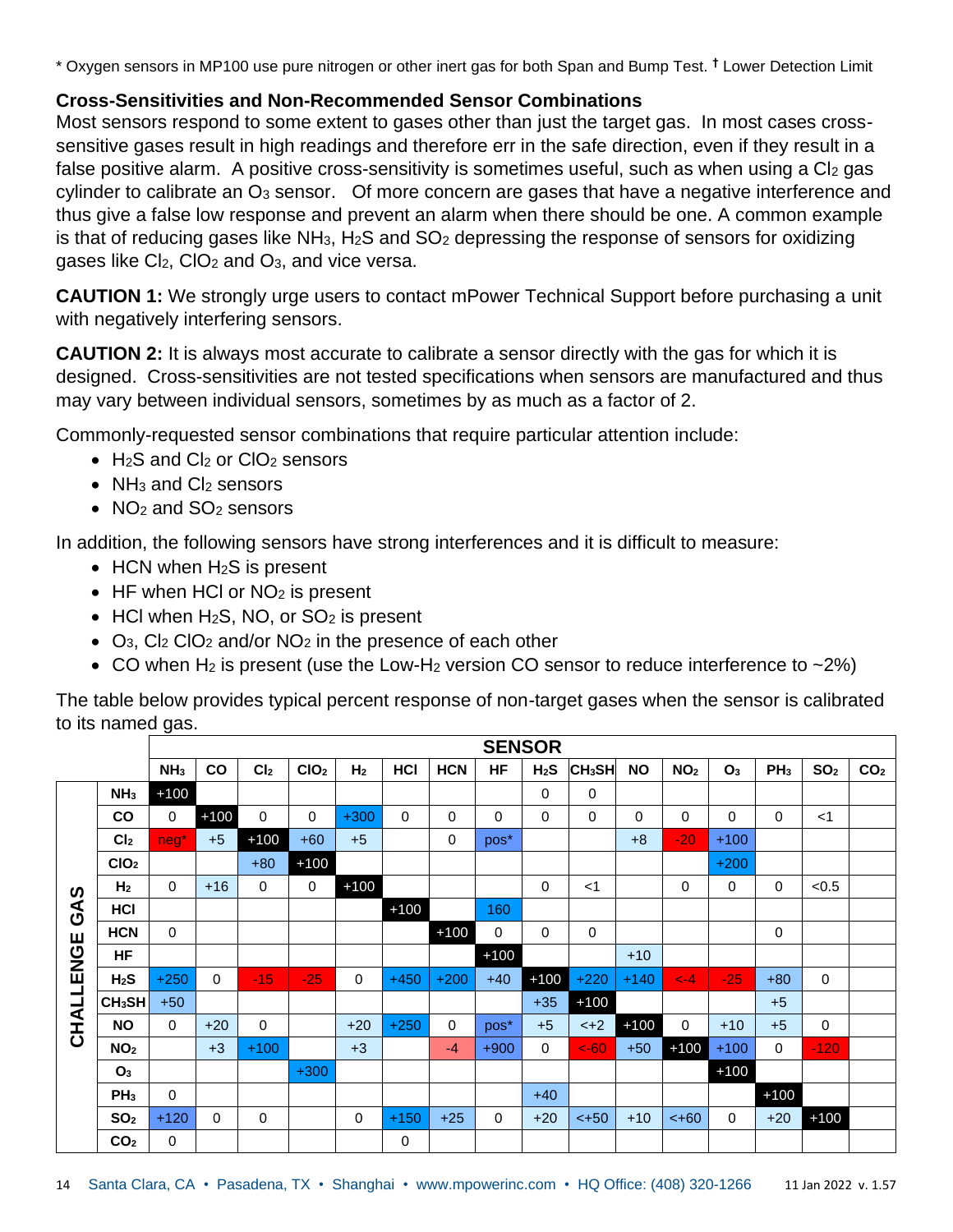* Oxygen sensors in MP100 use pure nitrogen or other inert gas for both Span and Bump Test. † Lower Detection Limit

### Cross-Sensitivities and Non-Recommended Sensor Combinations

Most sensors respond to some extent to gases other than just the target gas. In most cases cross-sensitive gases result in high readings and therefore err in the safe direction, even if they result in a false positive alarm. A positive cross-sensitivity is sometimes useful, such as when using a $Cl_2$ gas cylinder to calibrate an $O_3$ sensor. Of more concern are gases that have a negative interference and thus give a false low response and prevent an alarm when there should be one. A common example is that of reducing gases like $NH_3$, $H_2S$ and $SO_2$ depressing the response of sensors for oxidizing gases like $Cl_2$, $ClO_2$ and $O_3$, and vice versa.

**CAUTION 1:** We strongly urge users to contact mPower Technical Support before purchasing a unit with negatively interfering sensors.

**CAUTION 2:** It is always most accurate to calibrate a sensor directly with the gas for which it is designed. Cross-sensitivities are not tested specifications when sensors are manufactured and thus may vary between individual sensors, sometimes by as much as a factor of 2.

Commonly-requested sensor combinations that require particular attention include:

- $H_2S$ and $Cl_2$ or $ClO_2$ sensors
- $NH_3$ and $Cl_2$ sensors
- $NO_2$ and $SO_2$ sensors

In addition, the following sensors have strong interferences and it is difficult to measure:

- HCN when $H_2S$ is present
- HF when HCl or $NO_2$ is present
- HCl when $H_2S$, NO, or $SO_2$ is present
- $O_3$, $Cl_2$ $ClO_2$ and/or $NO_2$ in the presence of each other
- CO when $H_2$ is present (use the Low-$H_2$ version CO sensor to reduce interference to ~2%)

The table below provides typical percent response of non-target gases when the sensor is calibrated to its named gas.

| CHALLENGE GAS | SENSOR | | | | | | | | | | | | | | | |
|---|---|---|---|---|---|---|---|---|---|---|---|---|---|---|---|---|
| | $NH_3$ | CO | $Cl_2$ | $ClO_2$ | $H_2$ | HCl | HCN | HF | $H_2S$ | $CH_3SH$ | NO | $NO_2$ | $O_3$ | $PH_3$ | $SO_2$ | $CO_2$ |
| $NH_3$ | +100 | | | | | | | | 0 | 0 | | | | | | |
| CO | 0 | +100 | 0 | 0 | +300 | 0 | 0 | 0 | 0 | 0 | 0 | 0 | 0 | 0 | <1 | |
| $Cl_2$ | neg* | +5 | +100 | +60 | +5 | | 0 | pos* | | | +8 | -20 | +100 | | | |
| $ClO_2$ | | | +80 | +100 | | | | | | | | | +200 | | | |
| $H_2$ | 0 | +16 | 0 | 0 | +100 | | | | 0 | <1 | | 0 | 0 | 0 | <0.5 | |
| HCl | | | | | | +100 | | 160 | | | | | | | | |
| HCN | 0 | | | | | | +100 | 0 | 0 | 0 | | | | 0 | | |
| HF | | | | | | | | +100 | | | +10 | | | | | |
| $H_2S$ | +250 | 0 | -15 | -25 | 0 | +450 | +200 | +40 | +100 | +220 | +140 | <-4 | -25 | +80 | 0 | |
| $CH_3SH$ | +50 | | | | | | | | +35 | +100 | | | | +5 | | |
| NO | 0 | +20 | 0 | | +20 | +250 | 0 | pos* | +5 | <+2 | +100 | 0 | +10 | +5 | 0 | |
| $NO_2$ | | +3 | +100 | | +3 | | -4 | +900 | 0 | <-60 | +50 | +100 | +100 | 0 | -120 | |
| $O_3$ | | | | +300 | | | | | | | | | +100 | | | |
| $PH_3$ | 0 | | | | | | | | +40 | | | | | +100 | | |
| $SO_2$ | +120 | 0 | 0 | | 0 | +150 | +25 | 0 | +20 | <+50 | +10 | <+60 | 0 | +20 | +100 | |
| $CO_2$ | 0 | | | | | 0 | | | | | | | | | | |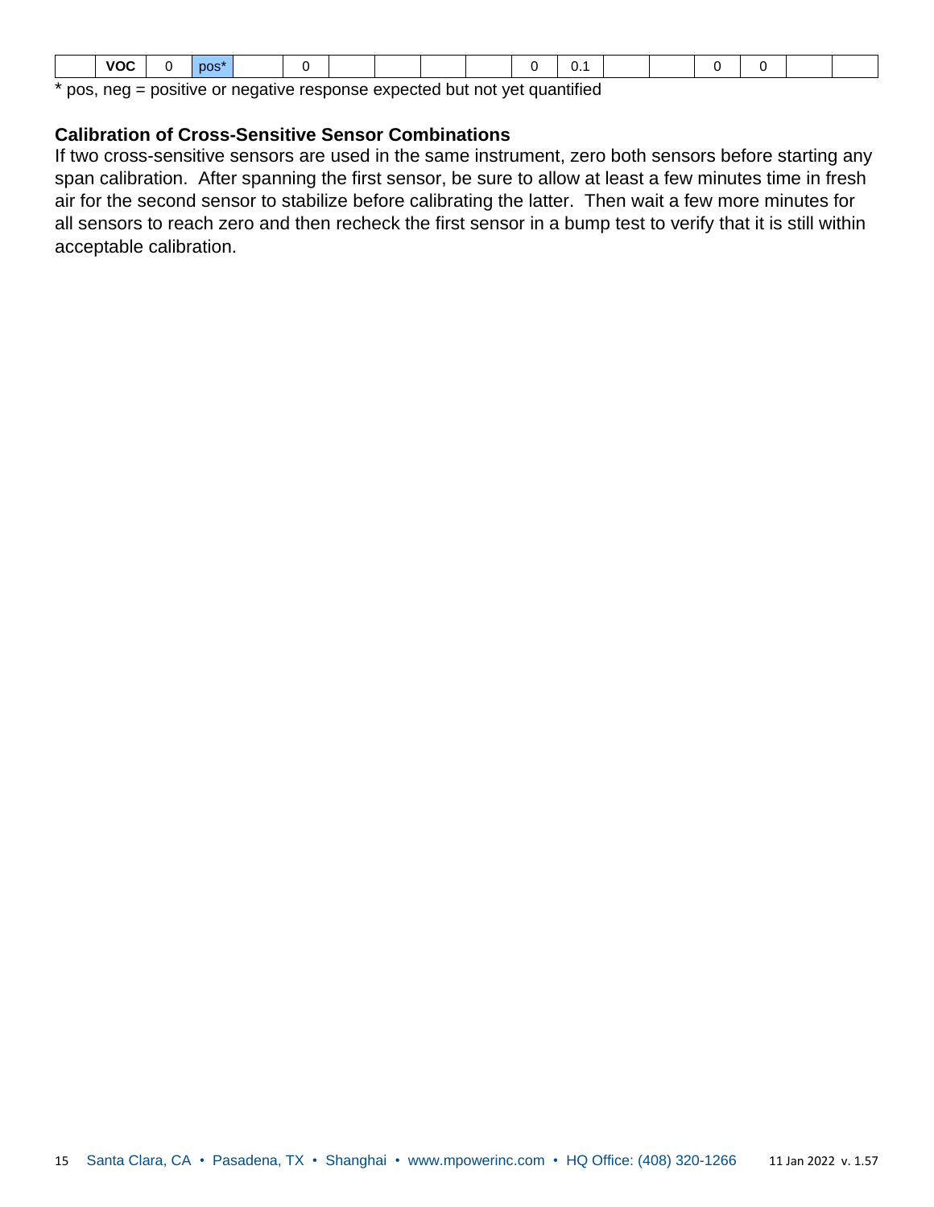| | | | | | | | | | | | | | | | | | |
|---|---|---|---|---|---|---|---|---|---|---|---|---|---|---|---|---|---|
| | VOC | 0 | pos* | | 0 | | | | | 0 | 0.1 | | | 0 | 0 | | |

\* pos, neg = positive or negative response expected but not yet quantified

**Calibration of Cross-Sensitive Sensor Combinations**

If two cross-sensitive sensors are used in the same instrument, zero both sensors before starting any span calibration. After spanning the first sensor, be sure to allow at least a few minutes time in fresh air for the second sensor to stabilize before calibrating the latter. Then wait a few more minutes for all sensors to reach zero and then recheck the first sensor in a bump test to verify that it is still within acceptable calibration.